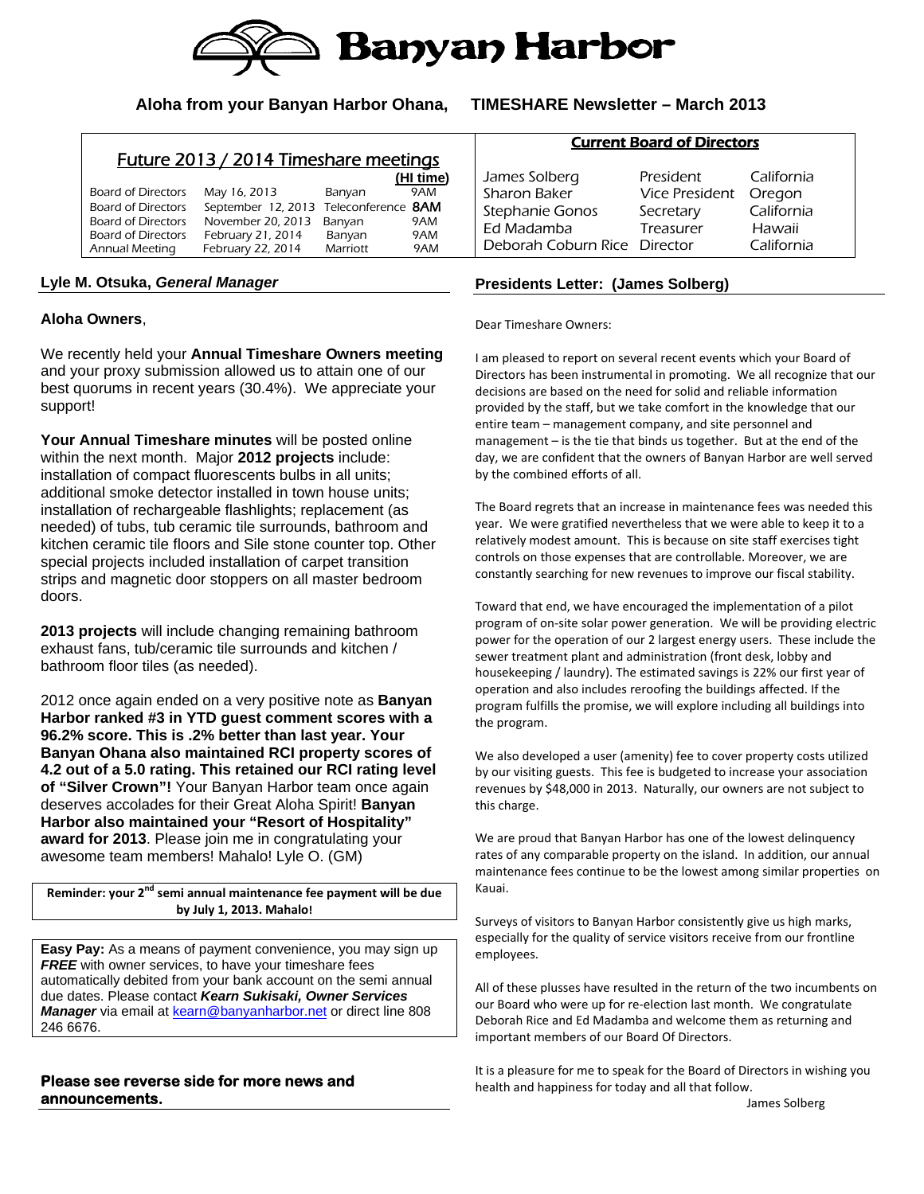# Banyan Harbor

**Aloha from your Banyan Harbor Ohana, TIMESHARE Newsletter – March 2013**

## Future 2013 / 2014 Timeshare meetings

| | | | (HI time) |
|---|---|---|---|
| Board of Directors | May 16, 2013 | Banyan | 9AM |
| Board of Directors | September 12, 2013 | Teleconference | 8AM |
| Board of Directors | November 20, 2013 | Banyan | 9AM |
| Board of Directors | February 21, 2014 | Banyan | 9AM |
| Annual Meeting | February 22, 2014 | Marriott | 9AM |

## Current Board of Directors

| | | |
|---|---|---|
| James Solberg | President | California |
| Sharon Baker | Vice President | Oregon |
| Stephanie Gonos | Secretary | California |
| Ed Madamba | Treasurer | Hawaii |
| Deborah Coburn Rice | Director | California |

## Lyle M. Otsuka, *General Manager*

**Aloha Owners**,

We recently held your **Annual Timeshare Owners meeting** and your proxy submission allowed us to attain one of our best quorums in recent years (30.4%). We appreciate your support!

**Your Annual Timeshare minutes** will be posted online within the next month. Major **2012 projects** include: installation of compact fluorescents bulbs in all units; additional smoke detector installed in town house units; installation of rechargeable flashlights; replacement (as needed) of tubs, tub ceramic tile surrounds, bathroom and kitchen ceramic tile floors and Sile stone counter top. Other special projects included installation of carpet transition strips and magnetic door stoppers on all master bedroom doors.

**2013 projects** will include changing remaining bathroom exhaust fans, tub/ceramic tile surrounds and kitchen / bathroom floor tiles (as needed).

2012 once again ended on a very positive note as **Banyan Harbor ranked #3 in YTD guest comment scores with a 96.2% score. This is .2% better than last year. Your Banyan Ohana also maintained RCI property scores of 4.2 out of a 5.0 rating. This retained our RCI rating level of "Silver Crown"!** Your Banyan Harbor team once again deserves accolades for their Great Aloha Spirit! **Banyan Harbor also maintained your "Resort of Hospitality" award for 2013**. Please join me in congratulating your awesome team members! Mahalo! Lyle O. (GM)

**Reminder: your 2nd semi annual maintenance fee payment will be due by July 1, 2013. Mahalo!**

**Easy Pay:** As a means of payment convenience, you may sign up ***FREE*** with owner services, to have your timeshare fees automatically debited from your bank account on the semi annual due dates. Please contact ***Kearn Sukisaki, Owner Services Manager*** via email at kearn@banyanharbor.net or direct line 808 246 6676.

**Please see reverse side for more news and announcements.**

## Presidents Letter: (James Solberg)

Dear Timeshare Owners:

I am pleased to report on several recent events which your Board of Directors has been instrumental in promoting. We all recognize that our decisions are based on the need for solid and reliable information provided by the staff, but we take comfort in the knowledge that our entire team – management company, and site personnel and management – is the tie that binds us together. But at the end of the day, we are confident that the owners of Banyan Harbor are well served by the combined efforts of all.

The Board regrets that an increase in maintenance fees was needed this year. We were gratified nevertheless that we were able to keep it to a relatively modest amount. This is because on site staff exercises tight controls on those expenses that are controllable. Moreover, we are constantly searching for new revenues to improve our fiscal stability.

Toward that end, we have encouraged the implementation of a pilot program of on-site solar power generation. We will be providing electric power for the operation of our 2 largest energy users. These include the sewer treatment plant and administration (front desk, lobby and housekeeping / laundry). The estimated savings is 22% our first year of operation and also includes reroofing the buildings affected. If the program fulfills the promise, we will explore including all buildings into the program.

We also developed a user (amenity) fee to cover property costs utilized by our visiting guests. This fee is budgeted to increase your association revenues by $48,000 in 2013. Naturally, our owners are not subject to this charge.

We are proud that Banyan Harbor has one of the lowest delinquency rates of any comparable property on the island. In addition, our annual maintenance fees continue to be the lowest among similar properties on Kauai.

Surveys of visitors to Banyan Harbor consistently give us high marks, especially for the quality of service visitors receive from our frontline employees.

All of these plusses have resulted in the return of the two incumbents on our Board who were up for re-election last month. We congratulate Deborah Rice and Ed Madamba and welcome them as returning and important members of our Board Of Directors.

It is a pleasure for me to speak for the Board of Directors in wishing you health and happiness for today and all that follow.

James Solberg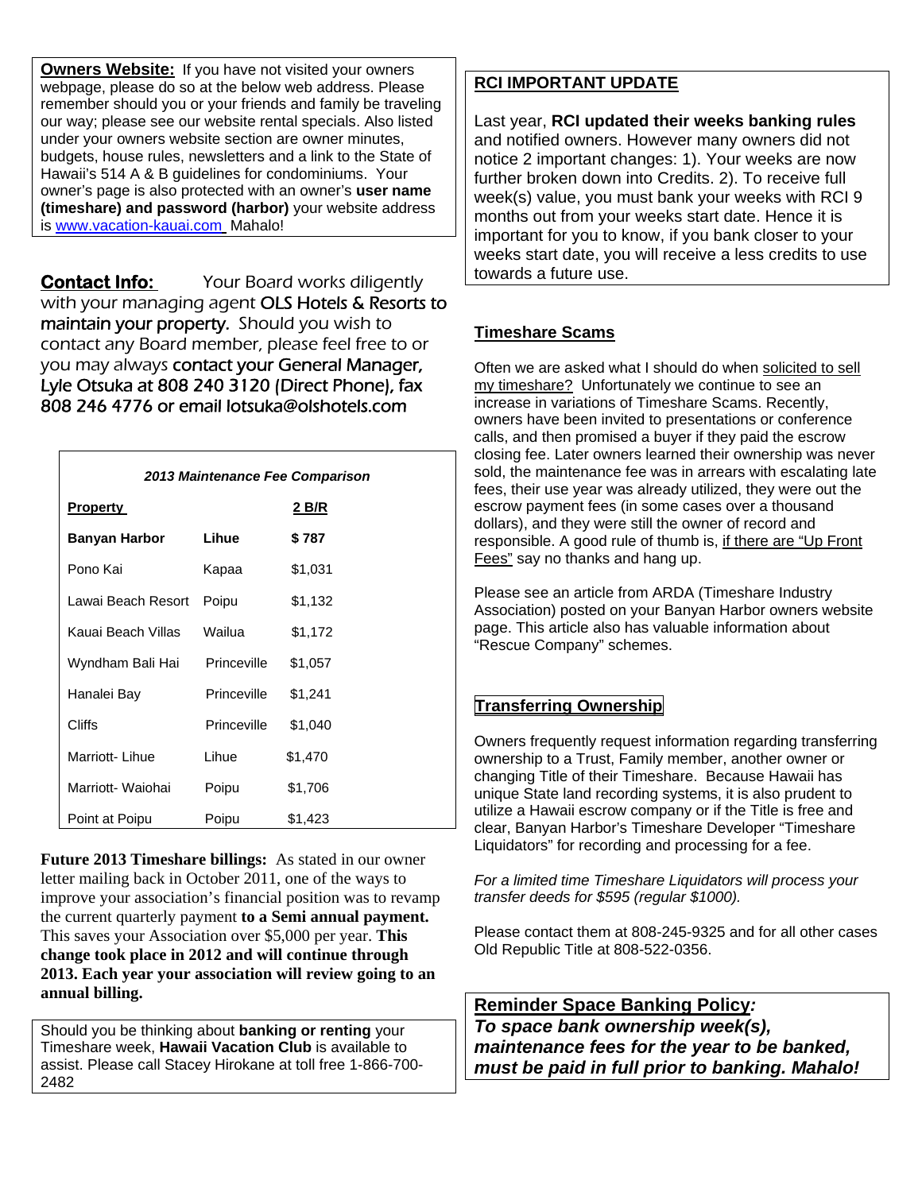**Owners Website:** If you have not visited your owners webpage, please do so at the below web address. Please remember should you or your friends and family be traveling our way; please see our website rental specials. Also listed under your owners website section are owner minutes, budgets, house rules, newsletters and a link to the State of Hawaii's 514 A & B guidelines for condominiums. Your owner's page is also protected with an owner's **user name (timeshare) and password (harbor)** your website address is www.vacation-kauai.com Mahalo!

**Contact Info:** Your Board works diligently with your managing agent OLS Hotels & Resorts to maintain your property. Should you wish to contact any Board member, please feel free to or you may always contact your General Manager, Lyle Otsuka at 808 240 3120 (Direct Phone), fax 808 246 4776 or email lotsuka@olshotels.com

***2013 Maintenance Fee Comparison***

| **Property** | | **2 B/R** |
|---|---|---|
| **Banyan Harbor** | **Lihue** | **$ 787** |
| Pono Kai | Kapaa | $1,031 |
| Lawai Beach Resort | Poipu | $1,132 |
| Kauai Beach Villas | Wailua | $1,172 |
| Wyndham Bali Hai | Princeville | $1,057 |
| Hanalei Bay | Princeville | $1,241 |
| Cliffs | Princeville | $1,040 |
| Marriott- Lihue | Lihue | $1,470 |
| Marriott- Waiohai | Poipu | $1,706 |
| Point at Poipu | Poipu | $1,423 |

**Future 2013 Timeshare billings:** As stated in our owner letter mailing back in October 2011, one of the ways to improve your association's financial position was to revamp the current quarterly payment **to a Semi annual payment.** This saves your Association over $5,000 per year. **This change took place in 2012 and will continue through 2013. Each year your association will review going to an annual billing.**

Should you be thinking about **banking or renting** your Timeshare week, **Hawaii Vacation Club** is available to assist. Please call Stacey Hirokane at toll free 1-866-700-2482

## RCI IMPORTANT UPDATE

Last year, **RCI updated their weeks banking rules** and notified owners. However many owners did not notice 2 important changes: 1). Your weeks are now further broken down into Credits. 2). To receive full week(s) value, you must bank your weeks with RCI 9 months out from your weeks start date. Hence it is important for you to know, if you bank closer to your weeks start date, you will receive a less credits to use towards a future use.

## Timeshare Scams

Often we are asked what I should do when solicited to sell my timeshare? Unfortunately we continue to see an increase in variations of Timeshare Scams. Recently, owners have been invited to presentations or conference calls, and then promised a buyer if they paid the escrow closing fee. Later owners learned their ownership was never sold, the maintenance fee was in arrears with escalating late fees, their use year was already utilized, they were out the escrow payment fees (in some cases over a thousand dollars), and they were still the owner of record and responsible. A good rule of thumb is, if there are "Up Front Fees" say no thanks and hang up.

Please see an article from ARDA (Timeshare Industry Association) posted on your Banyan Harbor owners website page. This article also has valuable information about "Rescue Company" schemes.

## Transferring Ownership

Owners frequently request information regarding transferring ownership to a Trust, Family member, another owner or changing Title of their Timeshare. Because Hawaii has unique State land recording systems, it is also prudent to utilize a Hawaii escrow company or if the Title is free and clear, Banyan Harbor's Timeshare Developer "Timeshare Liquidators" for recording and processing for a fee.

*For a limited time Timeshare Liquidators will process your transfer deeds for $595 (regular $1000).*

Please contact them at 808-245-9325 and for all other cases Old Republic Title at 808-522-0356.

**Reminder Space Banking Policy*:***
***To space bank ownership week(s), maintenance fees for the year to be banked, must be paid in full prior to banking. Mahalo!***